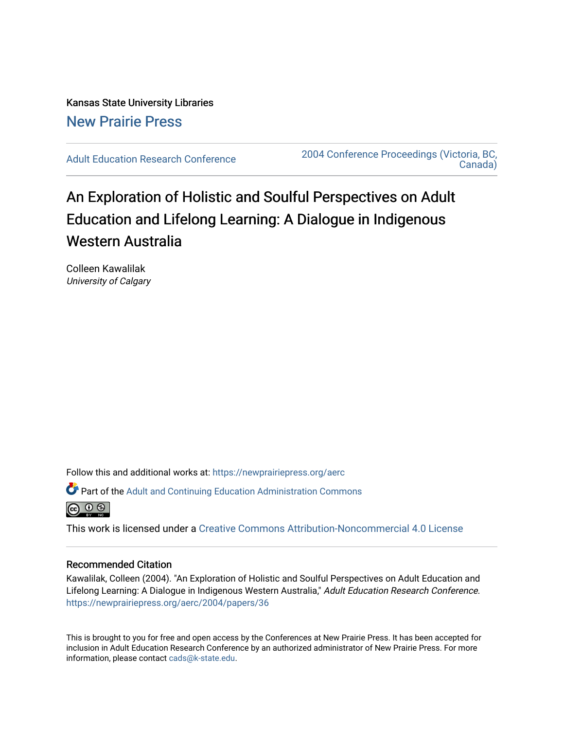Kansas State University Libraries

New Prairie Press

Adult Education Research Conference

2004 Conference Proceedings (Victoria, BC, Canada)

# An Exploration of Holistic and Soulful Perspectives on Adult Education and Lifelong Learning: A Dialogue in Indigenous Western Australia

Colleen Kawalilak
*University of Calgary*

Follow this and additional works at: https://newprairiepress.org/aerc

Part of the Adult and Continuing Education Administration Commons

This work is licensed under a Creative Commons Attribution-Noncommercial 4.0 License

## Recommended Citation

Kawalilak, Colleen (2004). "An Exploration of Holistic and Soulful Perspectives on Adult Education and Lifelong Learning: A Dialogue in Indigenous Western Australia," *Adult Education Research Conference*. https://newprairiepress.org/aerc/2004/papers/36

This is brought to you for free and open access by the Conferences at New Prairie Press. It has been accepted for inclusion in Adult Education Research Conference by an authorized administrator of New Prairie Press. For more information, please contact cads@k-state.edu.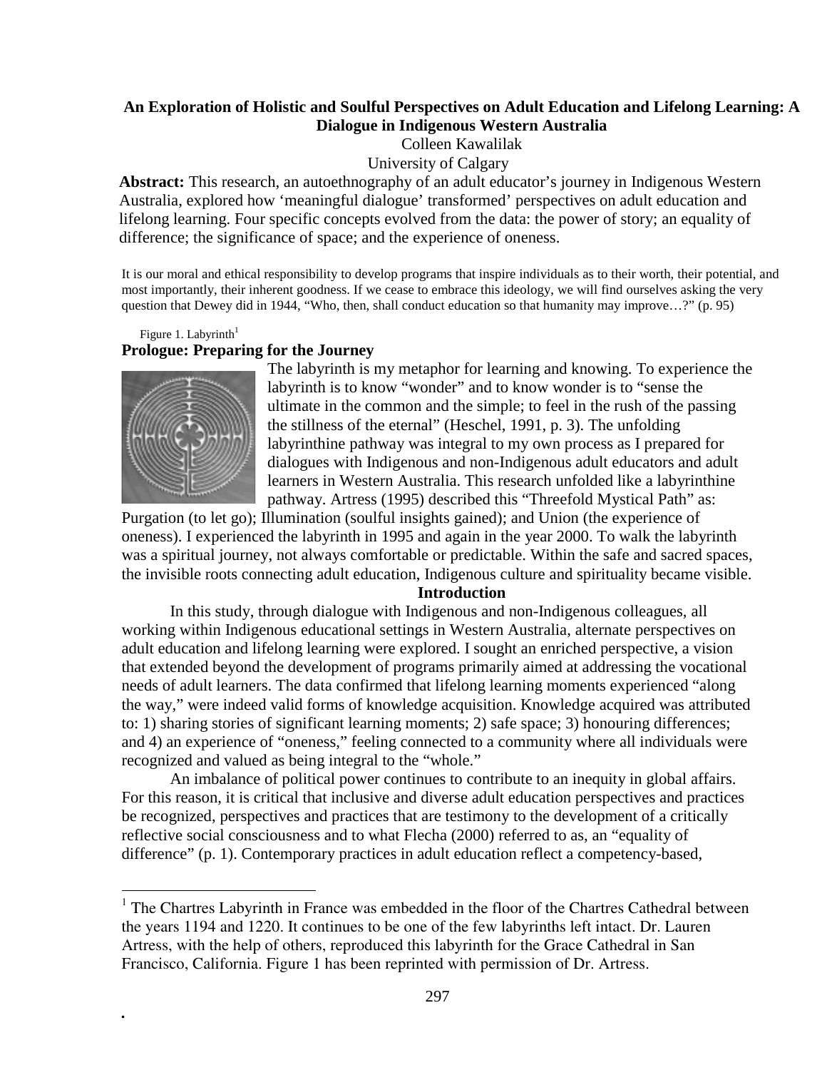**An Exploration of Holistic and Soulful Perspectives on Adult Education and Lifelong Learning: A Dialogue in Indigenous Western Australia**

Colleen Kawalilak

University of Calgary

**Abstract:** This research, an autoethnography of an adult educator's journey in Indigenous Western Australia, explored how 'meaningful dialogue' transformed' perspectives on adult education and lifelong learning. Four specific concepts evolved from the data: the power of story; an equality of difference; the significance of space; and the experience of oneness.

It is our moral and ethical responsibility to develop programs that inspire individuals as to their worth, their potential, and most importantly, their inherent goodness. If we cease to embrace this ideology, we will find ourselves asking the very question that Dewey did in 1944, "Who, then, shall conduct education so that humanity may improve…?" (p. 95)

Figure 1. Labyrinth[1]

## Prologue: Preparing for the Journey

The labyrinth is my metaphor for learning and knowing. To experience the labyrinth is to know "wonder" and to know wonder is to "sense the ultimate in the common and the simple; to feel in the rush of the passing the stillness of the eternal" (Heschel, 1991, p. 3). The unfolding labyrinthine pathway was integral to my own process as I prepared for dialogues with Indigenous and non-Indigenous adult educators and adult learners in Western Australia. This research unfolded like a labyrinthine pathway. Artress (1995) described this "Threefold Mystical Path" as: Purgation (to let go); Illumination (soulful insights gained); and Union (the experience of oneness). I experienced the labyrinth in 1995 and again in the year 2000. To walk the labyrinth was a spiritual journey, not always comfortable or predictable. Within the safe and sacred spaces, the invisible roots connecting adult education, Indigenous culture and spirituality became visible.

## Introduction

In this study, through dialogue with Indigenous and non-Indigenous colleagues, all working within Indigenous educational settings in Western Australia, alternate perspectives on adult education and lifelong learning were explored. I sought an enriched perspective, a vision that extended beyond the development of programs primarily aimed at addressing the vocational needs of adult learners. The data confirmed that lifelong learning moments experienced "along the way," were indeed valid forms of knowledge acquisition. Knowledge acquired was attributed to: 1) sharing stories of significant learning moments; 2) safe space; 3) honouring differences; and 4) an experience of "oneness," feeling connected to a community where all individuals were recognized and valued as being integral to the "whole."

An imbalance of political power continues to contribute to an inequity in global affairs. For this reason, it is critical that inclusive and diverse adult education perspectives and practices be recognized, perspectives and practices that are testimony to the development of a critically reflective social consciousness and to what Flecha (2000) referred to as, an "equality of difference" (p. 1). Contemporary practices in adult education reflect a competency-based,

[1] The Chartres Labyrinth in France was embedded in the floor of the Chartres Cathedral between the years 1194 and 1220. It continues to be one of the few labyrinths left intact. Dr. Lauren Artress, with the help of others, reproduced this labyrinth for the Grace Cathedral in San Francisco, California. Figure 1 has been reprinted with permission of Dr. Artress.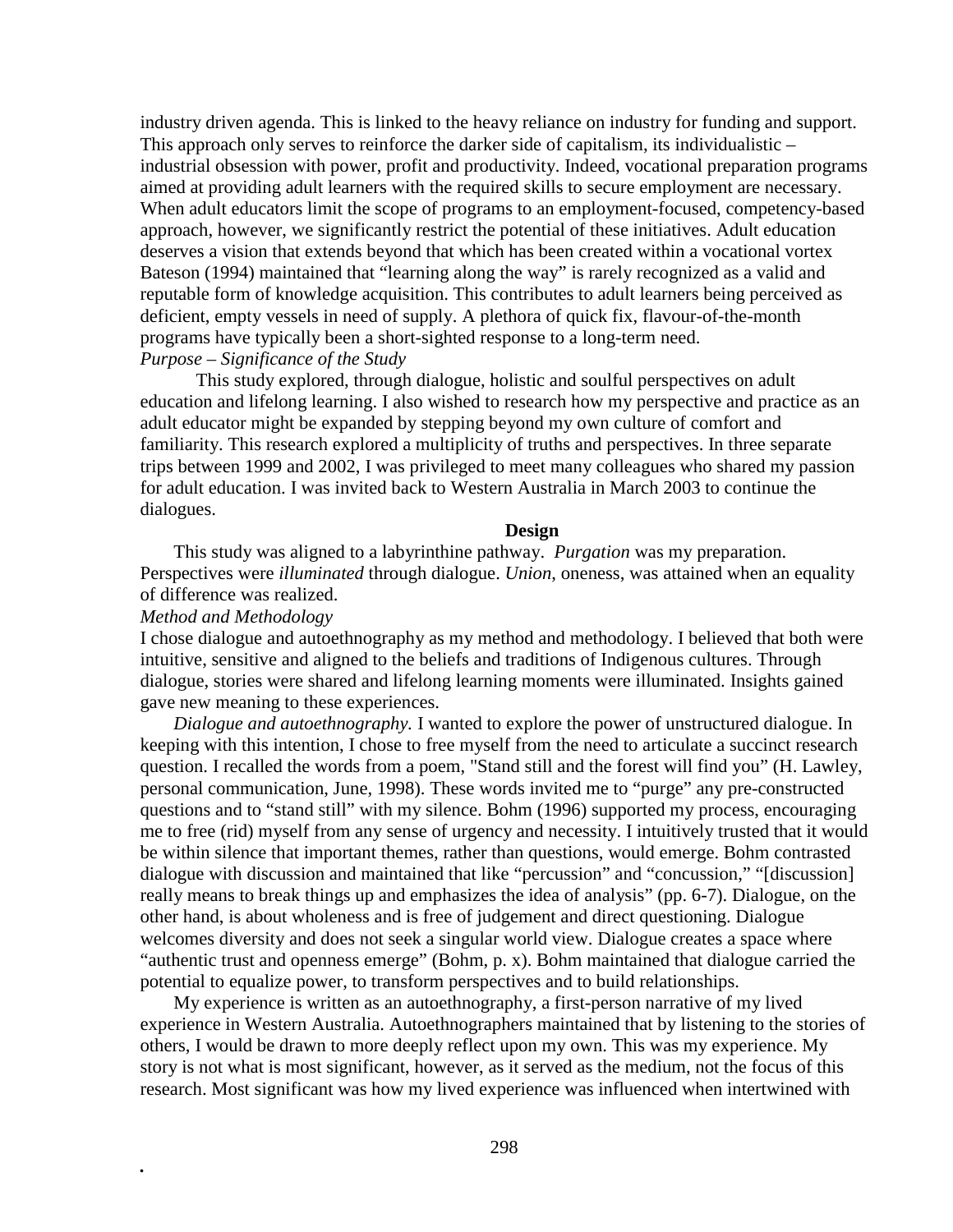industry driven agenda. This is linked to the heavy reliance on industry for funding and support. This approach only serves to reinforce the darker side of capitalism, its individualistic – industrial obsession with power, profit and productivity. Indeed, vocational preparation programs aimed at providing adult learners with the required skills to secure employment are necessary. When adult educators limit the scope of programs to an employment-focused, competency-based approach, however, we significantly restrict the potential of these initiatives. Adult education deserves a vision that extends beyond that which has been created within a vocational vortex Bateson (1994) maintained that "learning along the way" is rarely recognized as a valid and reputable form of knowledge acquisition. This contributes to adult learners being perceived as deficient, empty vessels in need of supply. A plethora of quick fix, flavour-of-the-month programs have typically been a short-sighted response to a long-term need.

*Purpose – Significance of the Study*

This study explored, through dialogue, holistic and soulful perspectives on adult education and lifelong learning. I also wished to research how my perspective and practice as an adult educator might be expanded by stepping beyond my own culture of comfort and familiarity. This research explored a multiplicity of truths and perspectives. In three separate trips between 1999 and 2002, I was privileged to meet many colleagues who shared my passion for adult education. I was invited back to Western Australia in March 2003 to continue the dialogues.

## Design

This study was aligned to a labyrinthine pathway. *Purgation* was my preparation. Perspectives were *illuminated* through dialogue. *Union*, oneness, was attained when an equality of difference was realized.

*Method and Methodology*

I chose dialogue and autoethnography as my method and methodology. I believed that both were intuitive, sensitive and aligned to the beliefs and traditions of Indigenous cultures. Through dialogue, stories were shared and lifelong learning moments were illuminated. Insights gained gave new meaning to these experiences.

*Dialogue and autoethnography.* I wanted to explore the power of unstructured dialogue. In keeping with this intention, I chose to free myself from the need to articulate a succinct research question. I recalled the words from a poem, "Stand still and the forest will find you" (H. Lawley, personal communication, June, 1998). These words invited me to "purge" any pre-constructed questions and to "stand still" with my silence. Bohm (1996) supported my process, encouraging me to free (rid) myself from any sense of urgency and necessity. I intuitively trusted that it would be within silence that important themes, rather than questions, would emerge. Bohm contrasted dialogue with discussion and maintained that like "percussion" and "concussion," "[discussion] really means to break things up and emphasizes the idea of analysis" (pp. 6-7). Dialogue, on the other hand, is about wholeness and is free of judgement and direct questioning. Dialogue welcomes diversity and does not seek a singular world view. Dialogue creates a space where "authentic trust and openness emerge" (Bohm, p. x). Bohm maintained that dialogue carried the potential to equalize power, to transform perspectives and to build relationships.

My experience is written as an autoethnography, a first-person narrative of my lived experience in Western Australia. Autoethnographers maintained that by listening to the stories of others, I would be drawn to more deeply reflect upon my own. This was my experience. My story is not what is most significant, however, as it served as the medium, not the focus of this research. Most significant was how my lived experience was influenced when intertwined with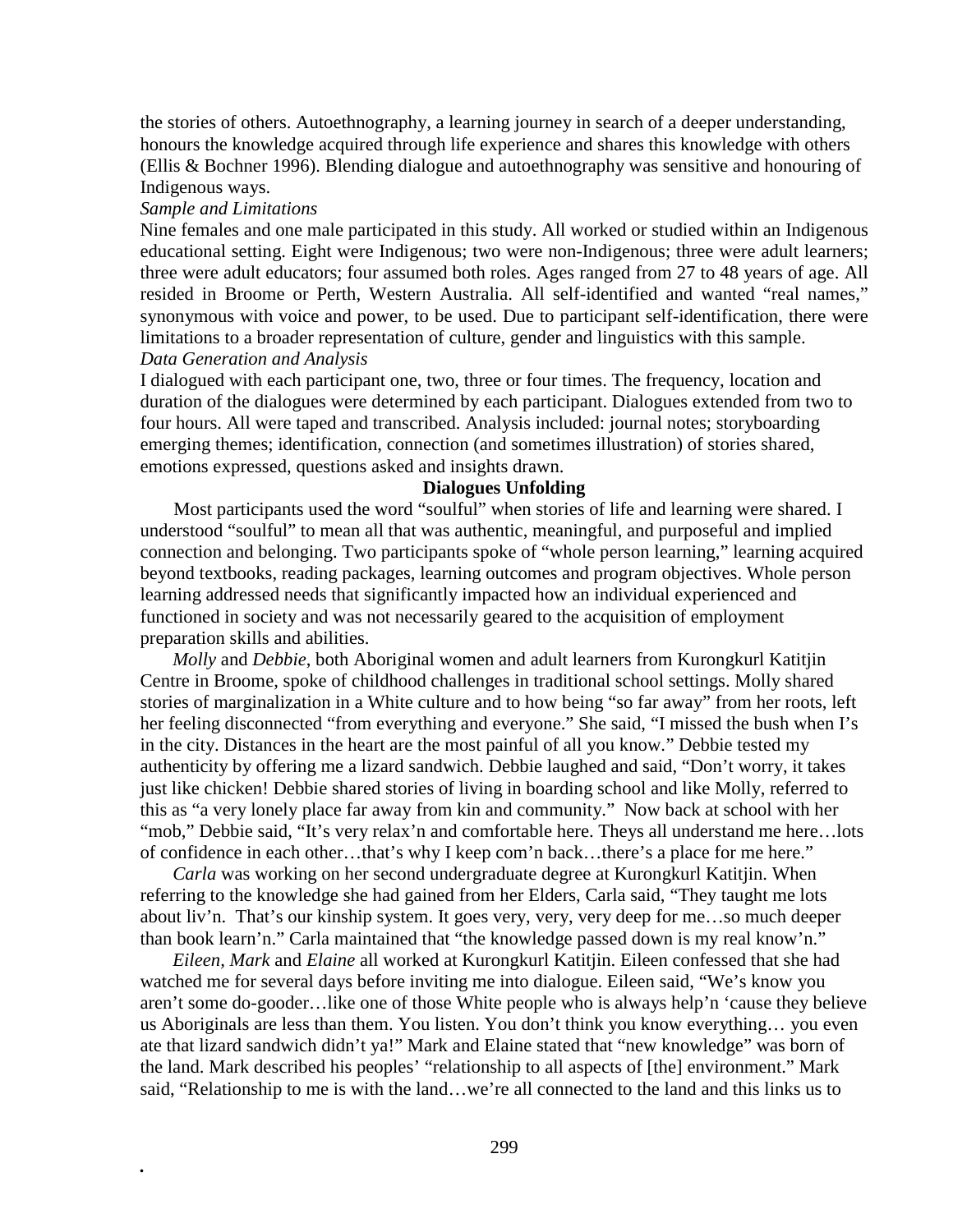the stories of others. Autoethnography, a learning journey in search of a deeper understanding, honours the knowledge acquired through life experience and shares this knowledge with others (Ellis & Bochner 1996). Blending dialogue and autoethnography was sensitive and honouring of Indigenous ways.

*Sample and Limitations*

Nine females and one male participated in this study. All worked or studied within an Indigenous educational setting. Eight were Indigenous; two were non-Indigenous; three were adult learners; three were adult educators; four assumed both roles. Ages ranged from 27 to 48 years of age. All resided in Broome or Perth, Western Australia. All self-identified and wanted "real names," synonymous with voice and power, to be used. Due to participant self-identification, there were limitations to a broader representation of culture, gender and linguistics with this sample.

*Data Generation and Analysis*

I dialogued with each participant one, two, three or four times. The frequency, location and duration of the dialogues were determined by each participant. Dialogues extended from two to four hours. All were taped and transcribed. Analysis included: journal notes; storyboarding emerging themes; identification, connection (and sometimes illustration) of stories shared, emotions expressed, questions asked and insights drawn.

**Dialogues Unfolding**

Most participants used the word "soulful" when stories of life and learning were shared. I understood "soulful" to mean all that was authentic, meaningful, and purposeful and implied connection and belonging. Two participants spoke of "whole person learning," learning acquired beyond textbooks, reading packages, learning outcomes and program objectives. Whole person learning addressed needs that significantly impacted how an individual experienced and functioned in society and was not necessarily geared to the acquisition of employment preparation skills and abilities.

*Molly* and *Debbie*, both Aboriginal women and adult learners from Kurongkurl Katitjin Centre in Broome, spoke of childhood challenges in traditional school settings. Molly shared stories of marginalization in a White culture and to how being "so far away" from her roots, left her feeling disconnected "from everything and everyone." She said, "I missed the bush when I's in the city. Distances in the heart are the most painful of all you know." Debbie tested my authenticity by offering me a lizard sandwich. Debbie laughed and said, "Don't worry, it takes just like chicken! Debbie shared stories of living in boarding school and like Molly, referred to this as "a very lonely place far away from kin and community." Now back at school with her "mob," Debbie said, "It's very relax'n and comfortable here. Theys all understand me here…lots of confidence in each other…that's why I keep com'n back…there's a place for me here."

*Carla* was working on her second undergraduate degree at Kurongkurl Katitjin. When referring to the knowledge she had gained from her Elders, Carla said, "They taught me lots about liv'n. That's our kinship system. It goes very, very, very deep for me…so much deeper than book learn'n." Carla maintained that "the knowledge passed down is my real know'n."

*Eileen, Mark* and *Elaine* all worked at Kurongkurl Katitjin. Eileen confessed that she had watched me for several days before inviting me into dialogue. Eileen said, "We's know you aren't some do-gooder…like one of those White people who is always help'n 'cause they believe us Aboriginals are less than them. You listen. You don't think you know everything… you even ate that lizard sandwich didn't ya!" Mark and Elaine stated that "new knowledge" was born of the land. Mark described his peoples' "relationship to all aspects of [the] environment." Mark said, "Relationship to me is with the land…we're all connected to the land and this links us to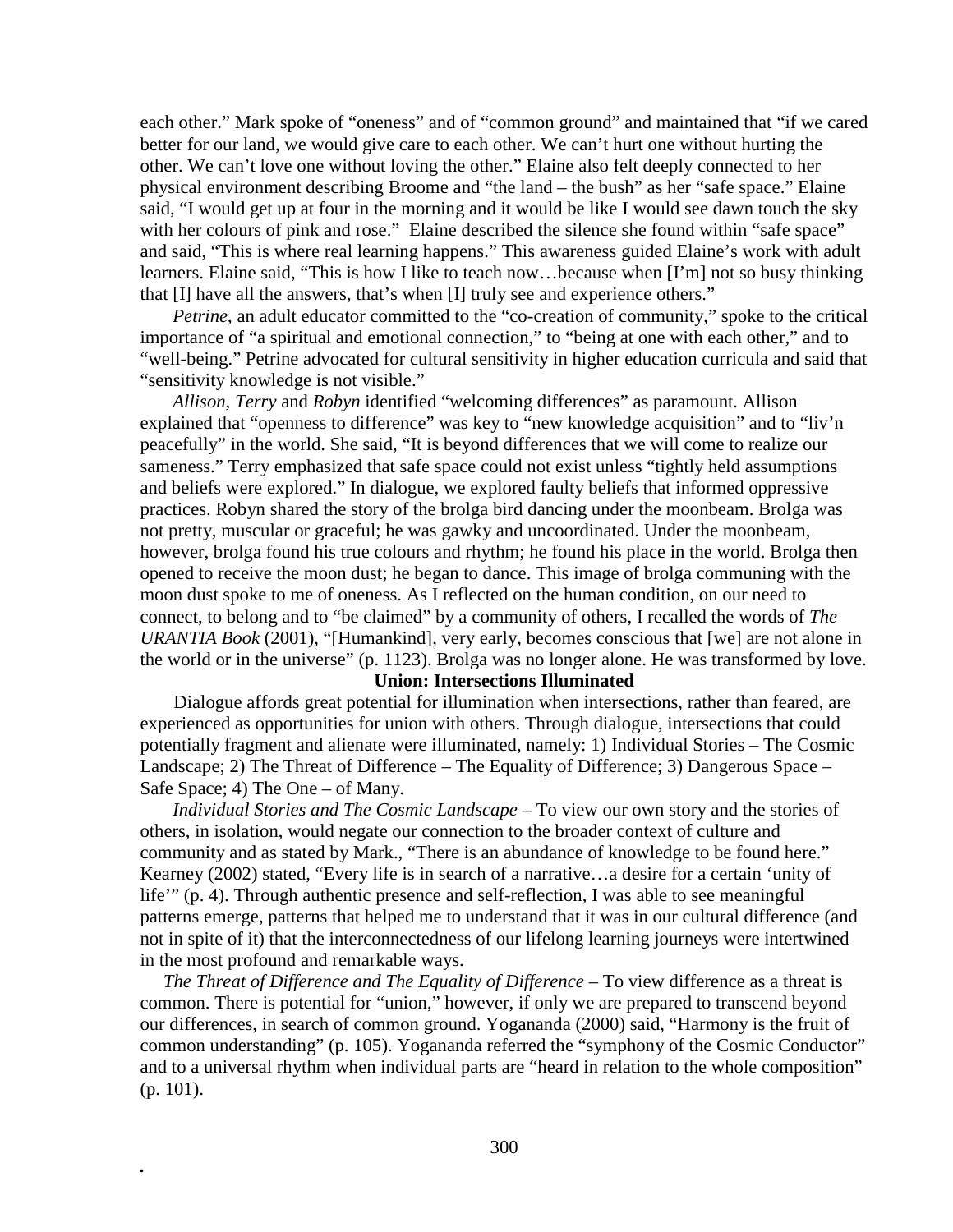each other." Mark spoke of "oneness" and of "common ground" and maintained that "if we cared better for our land, we would give care to each other. We can't hurt one without hurting the other. We can't love one without loving the other." Elaine also felt deeply connected to her physical environment describing Broome and "the land – the bush" as her "safe space." Elaine said, "I would get up at four in the morning and it would be like I would see dawn touch the sky with her colours of pink and rose." Elaine described the silence she found within "safe space" and said, "This is where real learning happens." This awareness guided Elaine's work with adult learners. Elaine said, "This is how I like to teach now…because when [I'm] not so busy thinking that [I] have all the answers, that's when [I] truly see and experience others."

*Petrine*, an adult educator committed to the "co-creation of community," spoke to the critical importance of "a spiritual and emotional connection," to "being at one with each other," and to "well-being." Petrine advocated for cultural sensitivity in higher education curricula and said that "sensitivity knowledge is not visible."

*Allison, Terry* and *Robyn* identified "welcoming differences" as paramount. Allison explained that "openness to difference" was key to "new knowledge acquisition" and to "liv'n peacefully" in the world. She said, "It is beyond differences that we will come to realize our sameness." Terry emphasized that safe space could not exist unless "tightly held assumptions and beliefs were explored." In dialogue, we explored faulty beliefs that informed oppressive practices. Robyn shared the story of the brolga bird dancing under the moonbeam. Brolga was not pretty, muscular or graceful; he was gawky and uncoordinated. Under the moonbeam, however, brolga found his true colours and rhythm; he found his place in the world. Brolga then opened to receive the moon dust; he began to dance. This image of brolga communing with the moon dust spoke to me of oneness. As I reflected on the human condition, on our need to connect, to belong and to "be claimed" by a community of others, I recalled the words of *The URANTIA Book* (2001), "[Humankind], very early, becomes conscious that [we] are not alone in the world or in the universe" (p. 1123). Brolga was no longer alone. He was transformed by love.

## Union: Intersections Illuminated

Dialogue affords great potential for illumination when intersections, rather than feared, are experienced as opportunities for union with others. Through dialogue, intersections that could potentially fragment and alienate were illuminated, namely: 1) Individual Stories – The Cosmic Landscape; 2) The Threat of Difference – The Equality of Difference; 3) Dangerous Space – Safe Space; 4) The One – of Many.

*Individual Stories and The Cosmic Landscape* – To view our own story and the stories of others, in isolation, would negate our connection to the broader context of culture and community and as stated by Mark., "There is an abundance of knowledge to be found here." Kearney (2002) stated, "Every life is in search of a narrative…a desire for a certain 'unity of life'" (p. 4). Through authentic presence and self-reflection, I was able to see meaningful patterns emerge, patterns that helped me to understand that it was in our cultural difference (and not in spite of it) that the interconnectedness of our lifelong learning journeys were intertwined in the most profound and remarkable ways.

*The Threat of Difference and The Equality of Difference* – To view difference as a threat is common. There is potential for "union," however, if only we are prepared to transcend beyond our differences, in search of common ground. Yogananda (2000) said, "Harmony is the fruit of common understanding" (p. 105). Yogananda referred the "symphony of the Cosmic Conductor" and to a universal rhythm when individual parts are "heard in relation to the whole composition" (p. 101).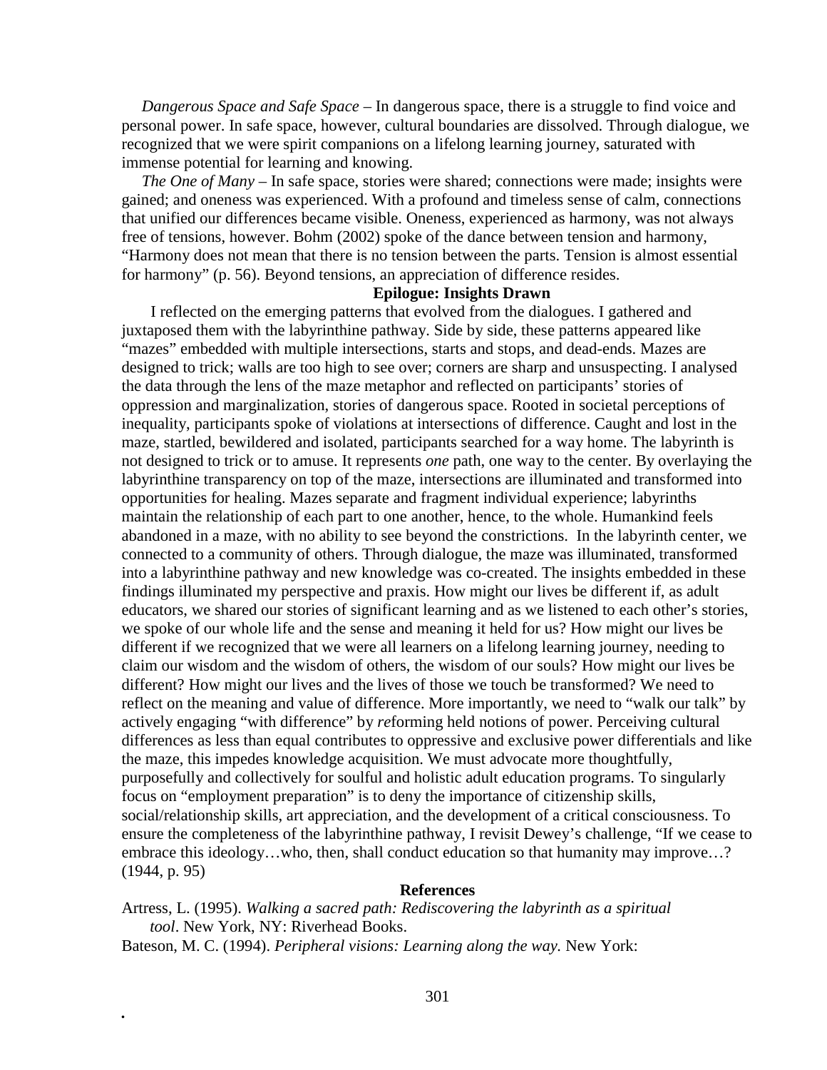*Dangerous Space and Safe Space* – In dangerous space, there is a struggle to find voice and personal power. In safe space, however, cultural boundaries are dissolved. Through dialogue, we recognized that we were spirit companions on a lifelong learning journey, saturated with immense potential for learning and knowing.

*The One of Many* – In safe space, stories were shared; connections were made; insights were gained; and oneness was experienced. With a profound and timeless sense of calm, connections that unified our differences became visible. Oneness, experienced as harmony, was not always free of tensions, however. Bohm (2002) spoke of the dance between tension and harmony, "Harmony does not mean that there is no tension between the parts. Tension is almost essential for harmony" (p. 56). Beyond tensions, an appreciation of difference resides.

## Epilogue: Insights Drawn

I reflected on the emerging patterns that evolved from the dialogues. I gathered and juxtaposed them with the labyrinthine pathway. Side by side, these patterns appeared like "mazes" embedded with multiple intersections, starts and stops, and dead-ends. Mazes are designed to trick; walls are too high to see over; corners are sharp and unsuspecting. I analysed the data through the lens of the maze metaphor and reflected on participants' stories of oppression and marginalization, stories of dangerous space. Rooted in societal perceptions of inequality, participants spoke of violations at intersections of difference. Caught and lost in the maze, startled, bewildered and isolated, participants searched for a way home. The labyrinth is not designed to trick or to amuse. It represents *one* path, one way to the center. By overlaying the labyrinthine transparency on top of the maze, intersections are illuminated and transformed into opportunities for healing. Mazes separate and fragment individual experience; labyrinths maintain the relationship of each part to one another, hence, to the whole. Humankind feels abandoned in a maze, with no ability to see beyond the constrictions. In the labyrinth center, we connected to a community of others. Through dialogue, the maze was illuminated, transformed into a labyrinthine pathway and new knowledge was co-created. The insights embedded in these findings illuminated my perspective and praxis. How might our lives be different if, as adult educators, we shared our stories of significant learning and as we listened to each other's stories, we spoke of our whole life and the sense and meaning it held for us? How might our lives be different if we recognized that we were all learners on a lifelong learning journey, needing to claim our wisdom and the wisdom of others, the wisdom of our souls? How might our lives be different? How might our lives and the lives of those we touch be transformed? We need to reflect on the meaning and value of difference. More importantly, we need to "walk our talk" by actively engaging "with difference" by *re*forming held notions of power. Perceiving cultural differences as less than equal contributes to oppressive and exclusive power differentials and like the maze, this impedes knowledge acquisition. We must advocate more thoughtfully, purposefully and collectively for soulful and holistic adult education programs. To singularly focus on "employment preparation" is to deny the importance of citizenship skills, social/relationship skills, art appreciation, and the development of a critical consciousness. To ensure the completeness of the labyrinthine pathway, I revisit Dewey's challenge, "If we cease to embrace this ideology…who, then, shall conduct education so that humanity may improve…? (1944, p. 95)

## References

Artress, L. (1995). *Walking a sacred path: Rediscovering the labyrinth as a spiritual tool*. New York, NY: Riverhead Books.

Bateson, M. C. (1994). *Peripheral visions: Learning along the way.* New York: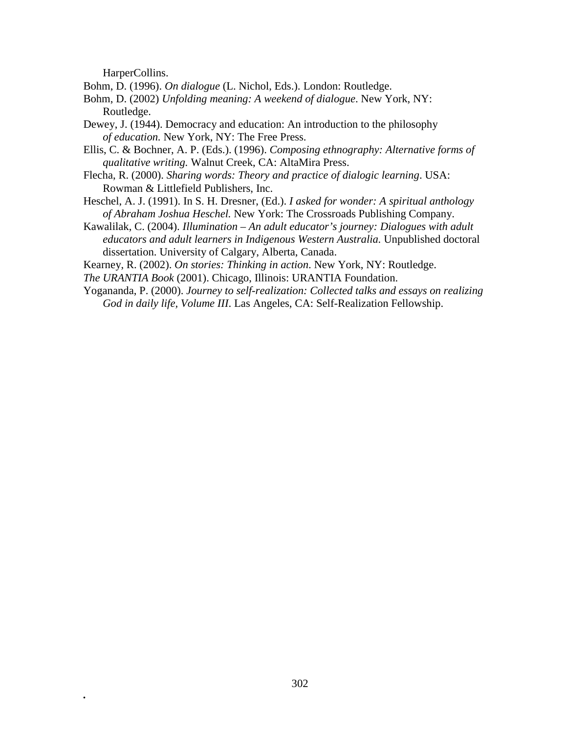HarperCollins.

Bohm, D. (1996). *On dialogue* (L. Nichol, Eds.). London: Routledge.

Bohm, D. (2002) *Unfolding meaning: A weekend of dialogue*. New York, NY: Routledge.

Dewey, J. (1944). Democracy and education: An introduction to the philosophy *of education.* New York, NY: The Free Press.

Ellis, C. & Bochner, A. P. (Eds.). (1996). *Composing ethnography: Alternative forms of qualitative writing.* Walnut Creek, CA: AltaMira Press.

Flecha, R. (2000). *Sharing words: Theory and practice of dialogic learning*. USA: Rowman & Littlefield Publishers, Inc.

Heschel, A. J. (1991). In S. H. Dresner, (Ed.). *I asked for wonder: A spiritual anthology of Abraham Joshua Heschel.* New York: The Crossroads Publishing Company.

Kawalilak, C. (2004). *Illumination – An adult educator's journey: Dialogues with adult educators and adult learners in Indigenous Western Australia.* Unpublished doctoral dissertation. University of Calgary, Alberta, Canada.

Kearney, R. (2002). *On stories: Thinking in action*. New York, NY: Routledge.

*The URANTIA Book* (2001). Chicago, Illinois: URANTIA Foundation.

Yogananda, P. (2000). *Journey to self-realization: Collected talks and essays on realizing God in daily life, Volume III*. Las Angeles, CA: Self-Realization Fellowship.